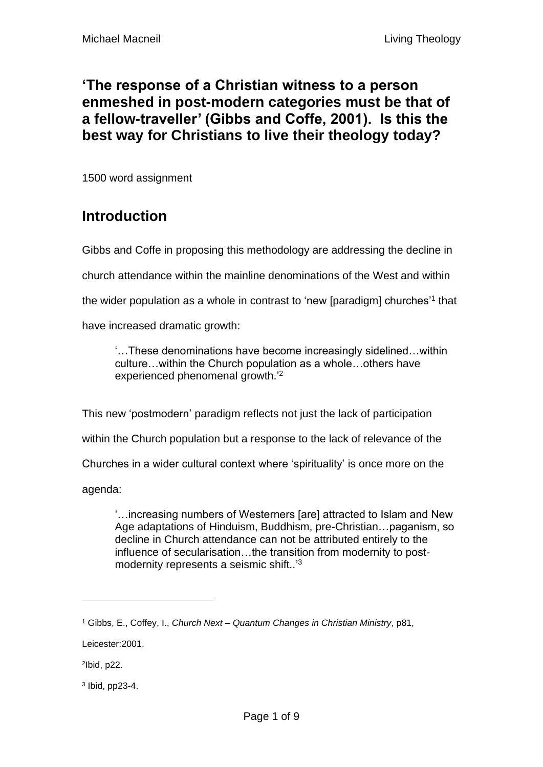# 'The response of a Christian witness to a person enmeshed in post-modern categories must be that of a fellow-traveller' (Gibbs and Coffe, 2001). Is this the best way for Christians to live their theology today?

1500 word assignment

## Introduction

Gibbs and Coffe in proposing this methodology are addressing the decline in church attendance within the mainline denominations of the West and within the wider population as a whole in contrast to 'new [paradigm] churches'[1] that have increased dramatic growth:

> '…These denominations have become increasingly sidelined…within culture…within the Church population as a whole…others have experienced phenomenal growth.'[2]

This new 'postmodern' paradigm reflects not just the lack of participation within the Church population but a response to the lack of relevance of the Churches in a wider cultural context where 'spirituality' is once more on the agenda:

> '…increasing numbers of Westerners [are] attracted to Islam and New Age adaptations of Hinduism, Buddhism, pre-Christian…paganism, so decline in Church attendance can not be attributed entirely to the influence of secularisation…the transition from modernity to post-modernity represents a seismic shift..'[3]

---

[1] Gibbs, E., Coffey, I., *Church Next – Quantum Changes in Christian Ministry*, p81, Leicester:2001.

[2] Ibid, p22.

[3] Ibid, pp23-4.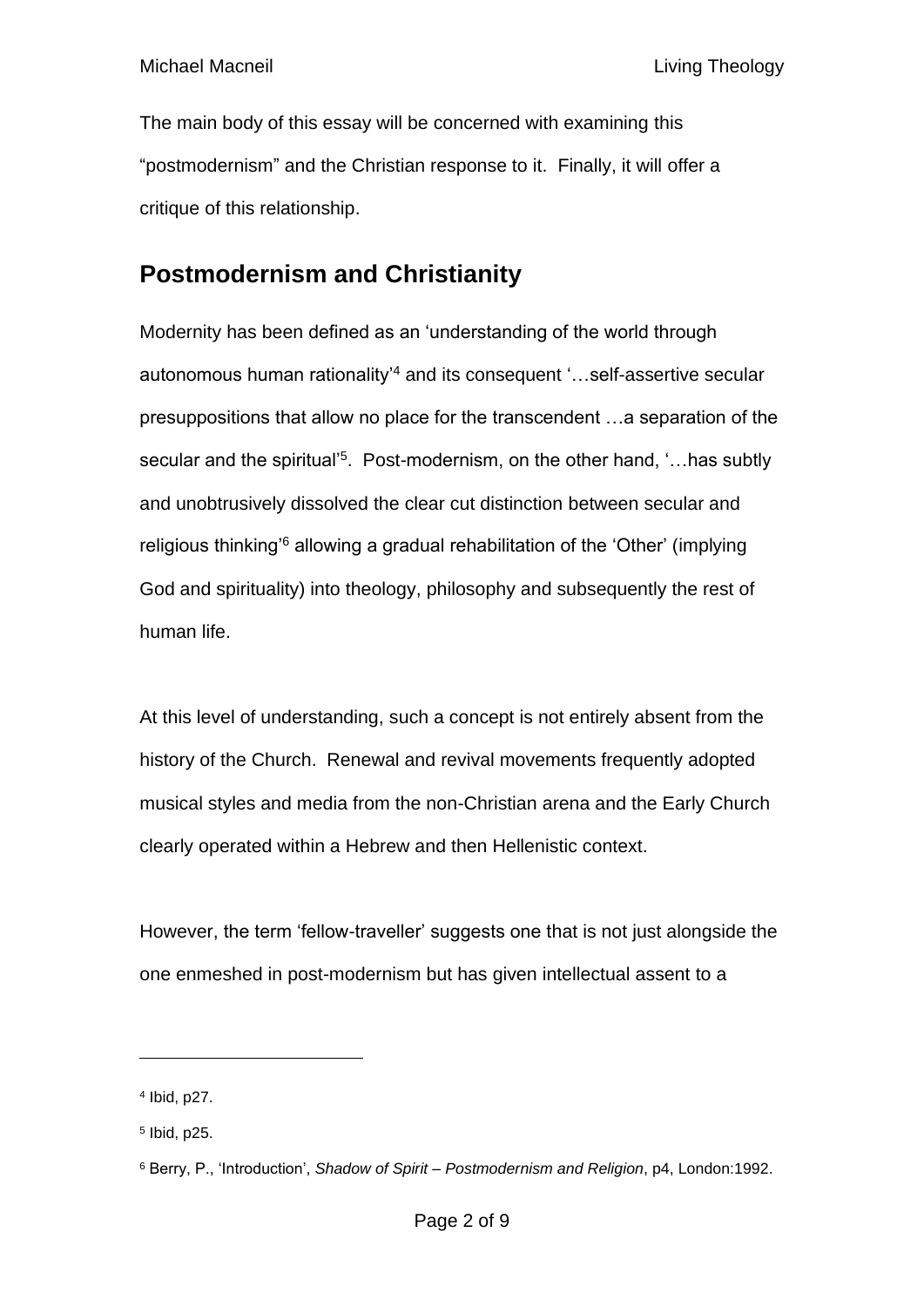The main body of this essay will be concerned with examining this "postmodernism" and the Christian response to it. Finally, it will offer a critique of this relationship.

## Postmodernism and Christianity

Modernity has been defined as an 'understanding of the world through autonomous human rationality'[4] and its consequent '…self-assertive secular presuppositions that allow no place for the transcendent …a separation of the secular and the spiritual'[5]. Post-modernism, on the other hand, '…has subtly and unobtrusively dissolved the clear cut distinction between secular and religious thinking'[6] allowing a gradual rehabilitation of the 'Other' (implying God and spirituality) into theology, philosophy and subsequently the rest of human life.

At this level of understanding, such a concept is not entirely absent from the history of the Church. Renewal and revival movements frequently adopted musical styles and media from the non-Christian arena and the Early Church clearly operated within a Hebrew and then Hellenistic context.

However, the term 'fellow-traveller' suggests one that is not just alongside the one enmeshed in post-modernism but has given intellectual assent to a

---

[4] Ibid, p27.

[5] Ibid, p25.

[6] Berry, P., 'Introduction', *Shadow of Spirit – Postmodernism and Religion*, p4, London:1992.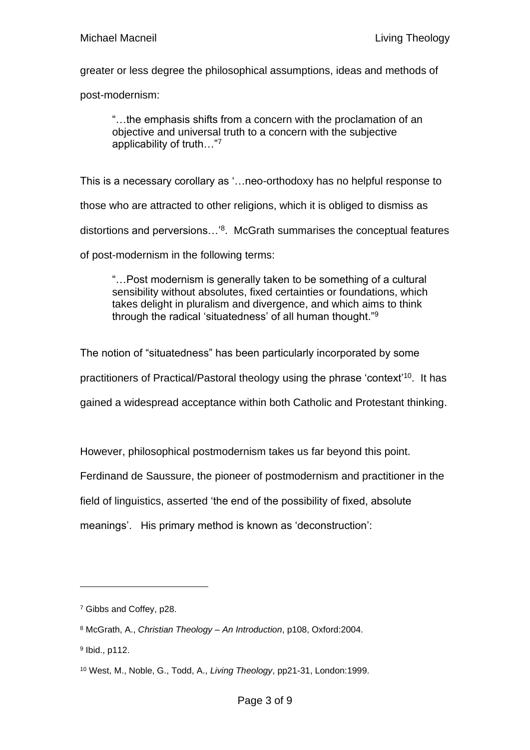greater or less degree the philosophical assumptions, ideas and methods of post-modernism:

> "…the emphasis shifts from a concern with the proclamation of an objective and universal truth to a concern with the subjective applicability of truth…"[7]

This is a necessary corollary as '…neo-orthodoxy has no helpful response to those who are attracted to other religions, which it is obliged to dismiss as distortions and perversions…'[8]. McGrath summarises the conceptual features of post-modernism in the following terms:

> "…Post modernism is generally taken to be something of a cultural sensibility without absolutes, fixed certainties or foundations, which takes delight in pluralism and divergence, and which aims to think through the radical 'situatedness' of all human thought."[9]

The notion of "situatedness" has been particularly incorporated by some practitioners of Practical/Pastoral theology using the phrase 'context'[10]. It has gained a widespread acceptance within both Catholic and Protestant thinking.

However, philosophical postmodernism takes us far beyond this point. Ferdinand de Saussure, the pioneer of postmodernism and practitioner in the field of linguistics, asserted 'the end of the possibility of fixed, absolute meanings'. His primary method is known as 'deconstruction':

---

[7] Gibbs and Coffey, p28.

[8] McGrath, A., *Christian Theology – An Introduction*, p108, Oxford:2004.

[9] Ibid., p112.

[10] West, M., Noble, G., Todd, A., *Living Theology*, pp21-31, London:1999.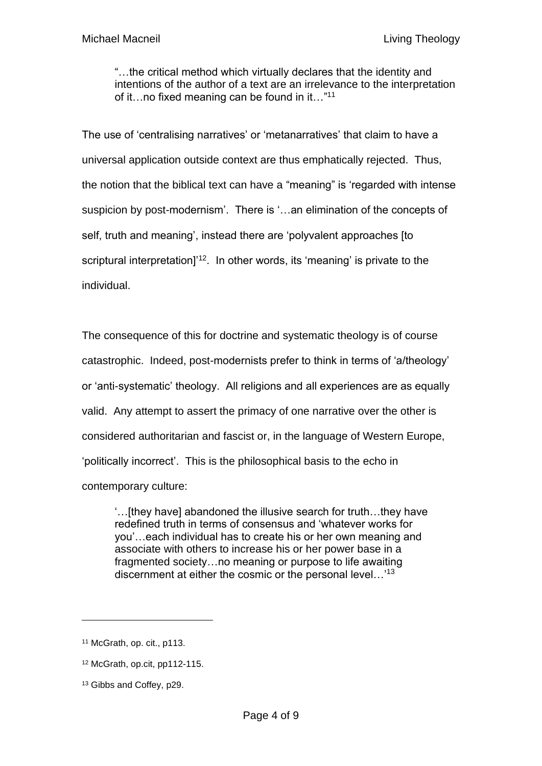> "…the critical method which virtually declares that the identity and intentions of the author of a text are an irrelevance to the interpretation of it…no fixed meaning can be found in it…"[11]

The use of 'centralising narratives' or 'metanarratives' that claim to have a universal application outside context are thus emphatically rejected. Thus, the notion that the biblical text can have a "meaning" is 'regarded with intense suspicion by post-modernism'. There is '…an elimination of the concepts of self, truth and meaning', instead there are 'polyvalent approaches [to scriptural interpretation]'[12]. In other words, its 'meaning' is private to the individual.

The consequence of this for doctrine and systematic theology is of course catastrophic. Indeed, post-modernists prefer to think in terms of 'a/theology' or 'anti-systematic' theology. All religions and all experiences are as equally valid. Any attempt to assert the primacy of one narrative over the other is considered authoritarian and fascist or, in the language of Western Europe, 'politically incorrect'. This is the philosophical basis to the echo in contemporary culture:

> '…[they have] abandoned the illusive search for truth…they have redefined truth in terms of consensus and 'whatever works for you'…each individual has to create his or her own meaning and associate with others to increase his or her power base in a fragmented society…no meaning or purpose to life awaiting discernment at either the cosmic or the personal level…'[13]

---

[11] McGrath, op. cit., p113.

[12] McGrath, op.cit, pp112-115.

[13] Gibbs and Coffey, p29.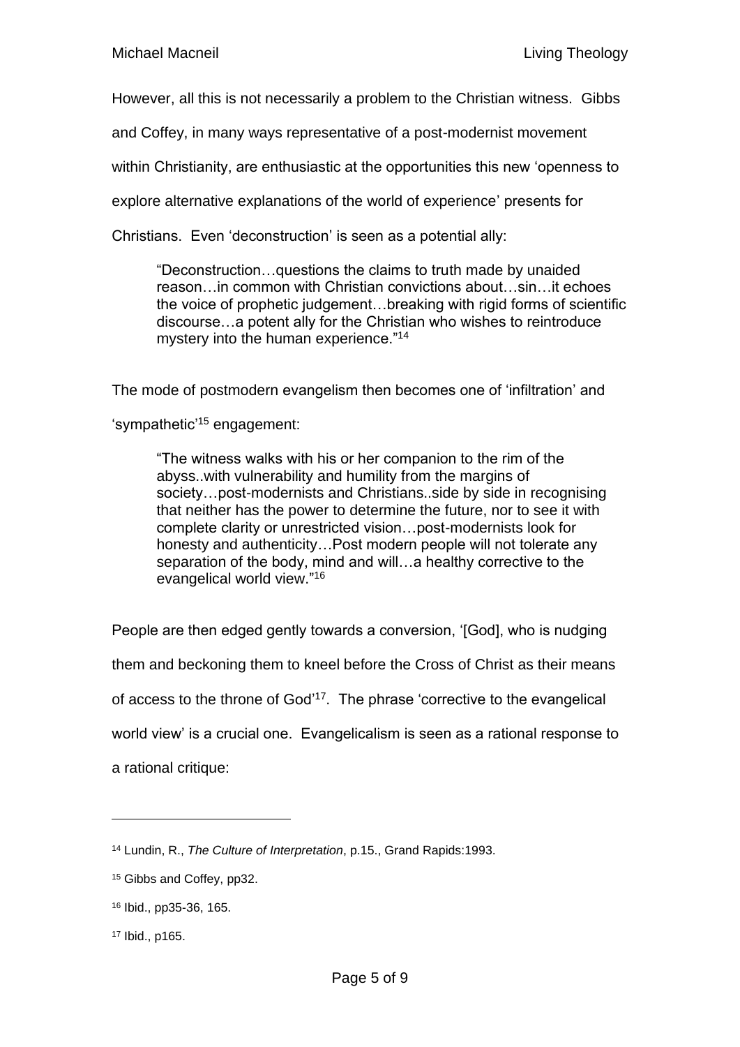However, all this is not necessarily a problem to the Christian witness. Gibbs and Coffey, in many ways representative of a post-modernist movement within Christianity, are enthusiastic at the opportunities this new 'openness to explore alternative explanations of the world of experience' presents for Christians. Even 'deconstruction' is seen as a potential ally:

> "Deconstruction…questions the claims to truth made by unaided reason…in common with Christian convictions about…sin…it echoes the voice of prophetic judgement…breaking with rigid forms of scientific discourse…a potent ally for the Christian who wishes to reintroduce mystery into the human experience."[14]

The mode of postmodern evangelism then becomes one of 'infiltration' and 'sympathetic'[15] engagement:

> "The witness walks with his or her companion to the rim of the abyss..with vulnerability and humility from the margins of society…post-modernists and Christians..side by side in recognising that neither has the power to determine the future, nor to see it with complete clarity or unrestricted vision…post-modernists look for honesty and authenticity…Post modern people will not tolerate any separation of the body, mind and will…a healthy corrective to the evangelical world view."[16]

People are then edged gently towards a conversion, '[God], who is nudging them and beckoning them to kneel before the Cross of Christ as their means of access to the throne of God'[17]. The phrase 'corrective to the evangelical world view' is a crucial one. Evangelicalism is seen as a rational response to a rational critique:

---

[14] Lundin, R., *The Culture of Interpretation*, p.15., Grand Rapids:1993.

[15] Gibbs and Coffey, pp32.

[16] Ibid., pp35-36, 165.

[17] Ibid., p165.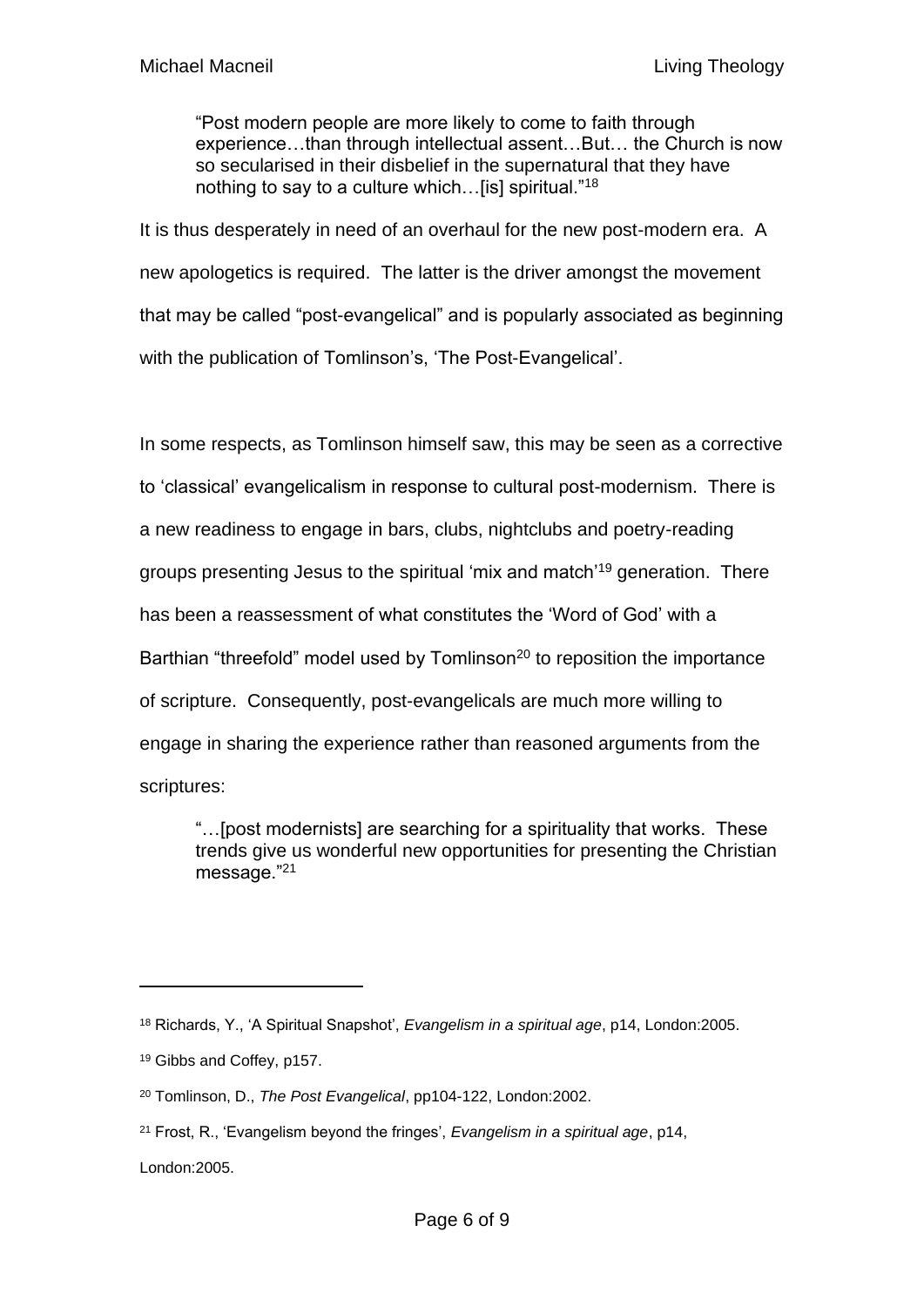> "Post modern people are more likely to come to faith through experience…than through intellectual assent…But… the Church is now so secularised in their disbelief in the supernatural that they have nothing to say to a culture which…[is] spiritual."[18]

It is thus desperately in need of an overhaul for the new post-modern era. A new apologetics is required. The latter is the driver amongst the movement that may be called "post-evangelical" and is popularly associated as beginning with the publication of Tomlinson's, 'The Post-Evangelical'.

In some respects, as Tomlinson himself saw, this may be seen as a corrective to 'classical' evangelicalism in response to cultural post-modernism. There is a new readiness to engage in bars, clubs, nightclubs and poetry-reading groups presenting Jesus to the spiritual 'mix and match'[19] generation. There has been a reassessment of what constitutes the 'Word of God' with a Barthian "threefold" model used by Tomlinson[20] to reposition the importance of scripture. Consequently, post-evangelicals are much more willing to engage in sharing the experience rather than reasoned arguments from the scriptures:

> "…[post modernists] are searching for a spirituality that works. These trends give us wonderful new opportunities for presenting the Christian message."[21]

---

[18] Richards, Y., 'A Spiritual Snapshot', *Evangelism in a spiritual age*, p14, London:2005.

[19] Gibbs and Coffey, p157.

[20] Tomlinson, D., *The Post Evangelical*, pp104-122, London:2002.

[21] Frost, R., 'Evangelism beyond the fringes', *Evangelism in a spiritual age*, p14, London:2005.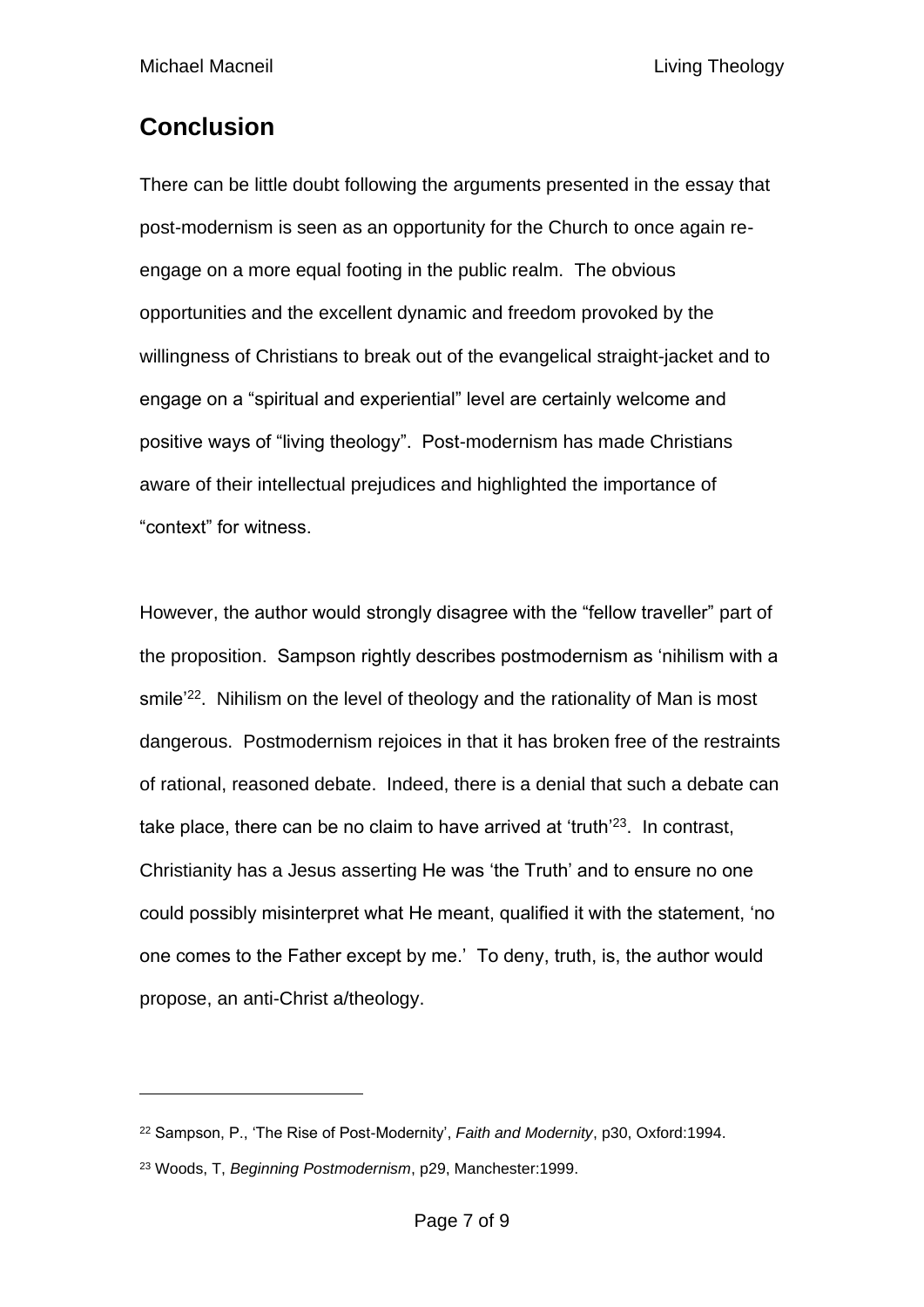## Conclusion

There can be little doubt following the arguments presented in the essay that post-modernism is seen as an opportunity for the Church to once again re-engage on a more equal footing in the public realm. The obvious opportunities and the excellent dynamic and freedom provoked by the willingness of Christians to break out of the evangelical straight-jacket and to engage on a "spiritual and experiential" level are certainly welcome and positive ways of "living theology". Post-modernism has made Christians aware of their intellectual prejudices and highlighted the importance of "context" for witness.

However, the author would strongly disagree with the "fellow traveller" part of the proposition. Sampson rightly describes postmodernism as 'nihilism with a smile'[22]. Nihilism on the level of theology and the rationality of Man is most dangerous. Postmodernism rejoices in that it has broken free of the restraints of rational, reasoned debate. Indeed, there is a denial that such a debate can take place, there can be no claim to have arrived at 'truth'[23]. In contrast, Christianity has a Jesus asserting He was 'the Truth' and to ensure no one could possibly misinterpret what He meant, qualified it with the statement, 'no one comes to the Father except by me.' To deny, truth, is, the author would propose, an anti-Christ a/theology.

---

[22] Sampson, P., 'The Rise of Post-Modernity', *Faith and Modernity*, p30, Oxford:1994.

[23] Woods, T, *Beginning Postmodernism*, p29, Manchester:1999.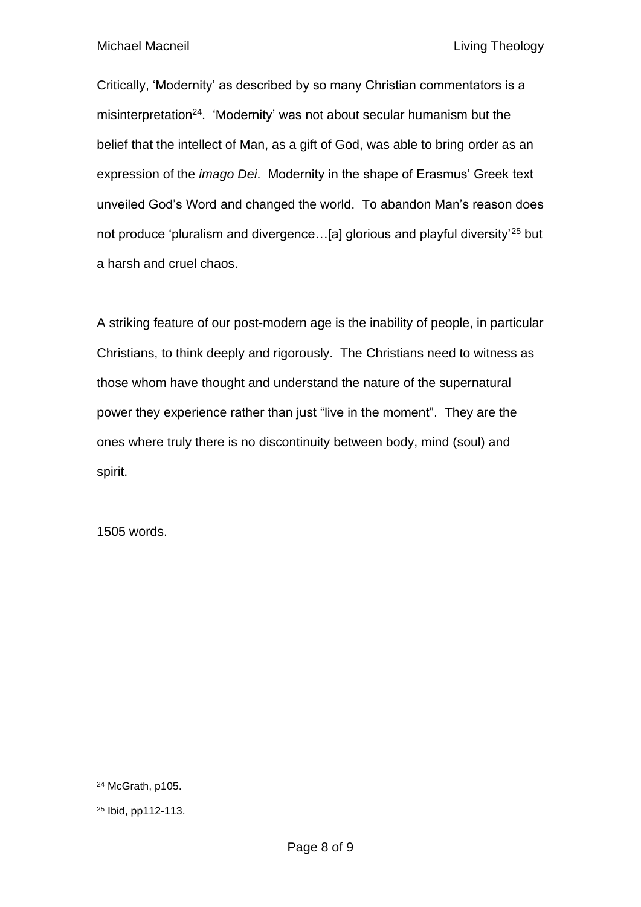Critically, ‘Modernity’ as described by so many Christian commentators is a misinterpretation[24]. ‘Modernity’ was not about secular humanism but the belief that the intellect of Man, as a gift of God, was able to bring order as an expression of the *imago Dei*. Modernity in the shape of Erasmus’ Greek text unveiled God’s Word and changed the world. To abandon Man’s reason does not produce ‘pluralism and divergence…[a] glorious and playful diversity’[25] but a harsh and cruel chaos.

A striking feature of our post-modern age is the inability of people, in particular Christians, to think deeply and rigorously. The Christians need to witness as those whom have thought and understand the nature of the supernatural power they experience rather than just “live in the moment”. They are the ones where truly there is no discontinuity between body, mind (soul) and spirit.

1505 words.

---

[24] McGrath, p105.

[25] Ibid, pp112-113.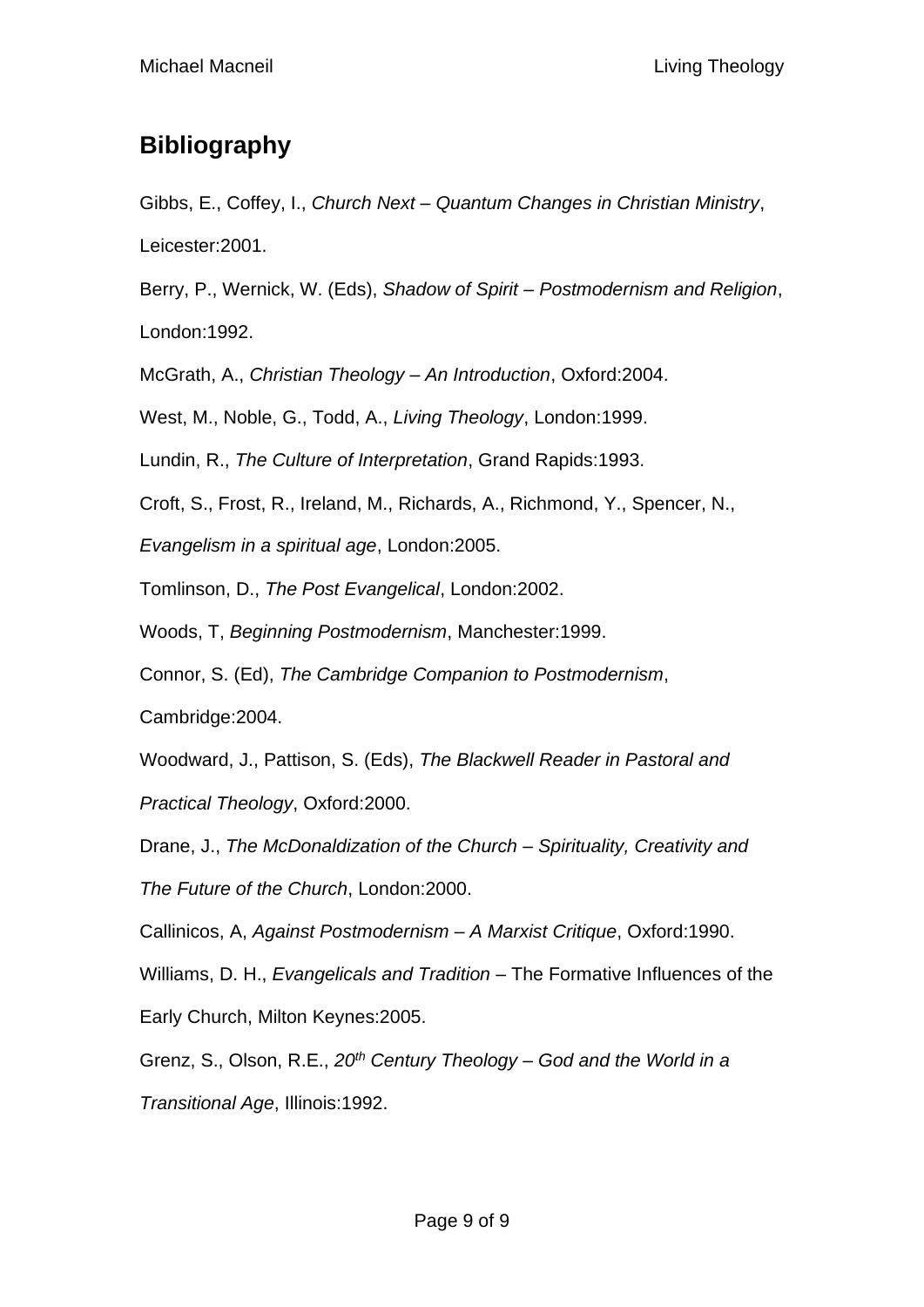## Bibliography

Gibbs, E., Coffey, I., *Church Next – Quantum Changes in Christian Ministry*, Leicester:2001.

Berry, P., Wernick, W. (Eds), *Shadow of Spirit – Postmodernism and Religion*, London:1992.

McGrath, A., *Christian Theology – An Introduction*, Oxford:2004.

West, M., Noble, G., Todd, A., *Living Theology*, London:1999.

Lundin, R., *The Culture of Interpretation*, Grand Rapids:1993.

Croft, S., Frost, R., Ireland, M., Richards, A., Richmond, Y., Spencer, N., *Evangelism in a spiritual age*, London:2005.

Tomlinson, D., *The Post Evangelical*, London:2002.

Woods, T, *Beginning Postmodernism*, Manchester:1999.

Connor, S. (Ed), *The Cambridge Companion to Postmodernism*, Cambridge:2004.

Woodward, J., Pattison, S. (Eds), *The Blackwell Reader in Pastoral and Practical Theology*, Oxford:2000.

Drane, J., *The McDonaldization of the Church – Spirituality, Creativity and The Future of the Church*, London:2000.

Callinicos, A, *Against Postmodernism – A Marxist Critique*, Oxford:1990.

Williams, D. H., *Evangelicals and Tradition* – The Formative Influences of the Early Church, Milton Keynes:2005.

Grenz, S., Olson, R.E., *20th Century Theology – God and the World in a Transitional Age*, Illinois:1992.